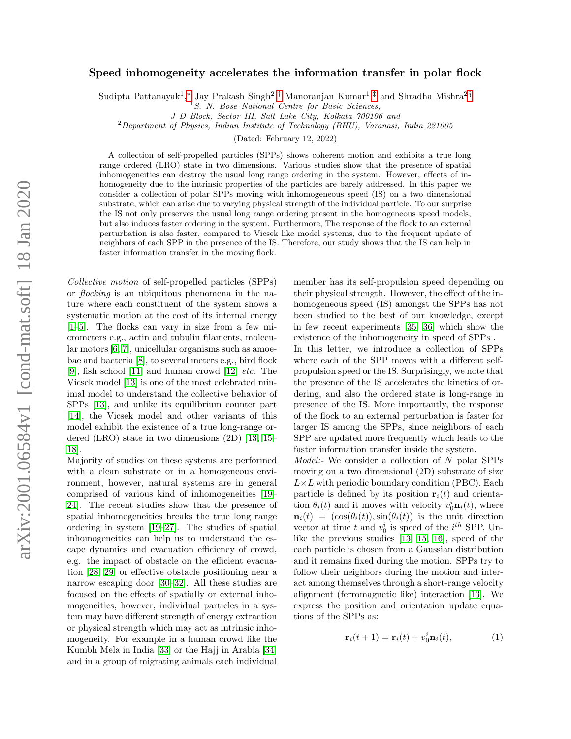# Speed inhomogeneity accelerates the information transfer in polar flock

Sudipta Pattanayak[1,*], Jay Prakash Singh[2,†], Manoranjan Kumar[1,‡] and Shradha Mishra[2,§]

[1]*S. N. Bose National Centre for Basic Sciences, J D Block, Sector III, Salt Lake City, Kolkata 700106 and*

[2]*Department of Physics, Indian Institute of Technology (BHU), Varanasi, India 221005*

(Dated: February 12, 2022)

A collection of self-propelled particles (SPPs) shows coherent motion and exhibits a true long range ordered (LRO) state in two dimensions. Various studies show that the presence of spatial inhomogeneities can destroy the usual long range ordering in the system. However, effects of inhomogeneity due to the intrinsic properties of the particles are barely addressed. In this paper we consider a collection of polar SPPs moving with inhomogeneous speed (IS) on a two dimensional substrate, which can arise due to varying physical strength of the individual particle. To our surprise the IS not only preserves the usual long range ordering present in the homogeneous speed models, but also induces faster ordering in the system. Furthermore, The response of the flock to an external perturbation is also faster, compared to Vicsek like model systems, due to the frequent update of neighbors of each SPP in the presence of the IS. Therefore, our study shows that the IS can help in faster information transfer in the moving flock.

*Collective motion* of self-propelled particles (SPPs) or *flocking* is an ubiquitous phenomena in the nature where each constituent of the system shows a systematic motion at the cost of its internal energy [1–5]. The flocks can vary in size from a few micrometers e.g., actin and tubulin filaments, molecular motors [6, 7], unicellular organisms such as amoebae and bacteria [8], to several meters e.g., bird flock [9], fish school [11] and human crowd [12] *etc.* The Vicsek model [13] is one of the most celebrated minimal model to understand the collective behavior of SPPs [13], and unlike its equilibrium counter part [14], the Vicsek model and other variants of this model exhibit the existence of a true long-range ordered (LRO) state in two dimensions (2D) [13, 15–18].

Majority of studies on these systems are performed with a clean substrate or in a homogeneous environment, however, natural systems are in general comprised of various kind of inhomogeneities [19–24]. The recent studies show that the presence of spatial inhomogeneities breaks the true long range ordering in system [19–27]. The studies of spatial inhomogeneities can help us to understand the escape dynamics and evacuation efficiency of crowd, e.g. the impact of obstacle on the efficient evacuation [28, 29] or effective obstacle positioning near a narrow escaping door [30–32]. All these studies are focused on the effects of spatially or external inhomogeneities, however, individual particles in a system may have different strength of energy extraction or physical strength which may act as intrinsic inhomogeneity. For example in a human crowd like the Kumbh Mela in India [33] or the Hajj in Arabia [34] and in a group of migrating animals each individual member has its self-propulsion speed depending on their physical strength. However, the effect of the inhomogeneous speed (IS) amongst the SPPs has not been studied to the best of our knowledge, except in few recent experiments [35, 36] which show the existence of the inhomogeneity in speed of SPPs .

In this letter, we introduce a collection of SPPs where each of the SPP moves with a different self-propulsion speed or the IS. Surprisingly, we note that the presence of the IS accelerates the kinetics of ordering, and also the ordered state is long-range in presence of the IS. More importantly, the response of the flock to an external perturbation is faster for larger IS among the SPPs, since neighbors of each SPP are updated more frequently which leads to the faster information transfer inside the system.

*Model:-* We consider a collection of $N$ polar SPPs moving on a two dimensional (2D) substrate of size $L \times L$ with periodic boundary condition (PBC). Each particle is defined by its position $\mathbf{r}_i(t)$ and orientation $\theta_i(t)$ and it moves with velocity $v_0^i \mathbf{n}_i(t)$, where $\mathbf{n}_i(t) = (\cos(\theta_i(t)), \sin(\theta_i(t))$ is the unit direction vector at time $t$ and $v_0^i$ is speed of the $i^{th}$ SPP. Unlike the previous studies [13, 15, 16], speed of the each particle is chosen from a Gaussian distribution and it remains fixed during the motion. SPPs try to follow their neighbors during the motion and interact among themselves through a short-range velocity alignment (ferromagnetic like) interaction [13]. We express the position and orientation update equations of the SPPs as:

$$\mathbf{r}_i(t+1) = \mathbf{r}_i(t) + v_0^i \mathbf{n}_i(t), \tag{1}$$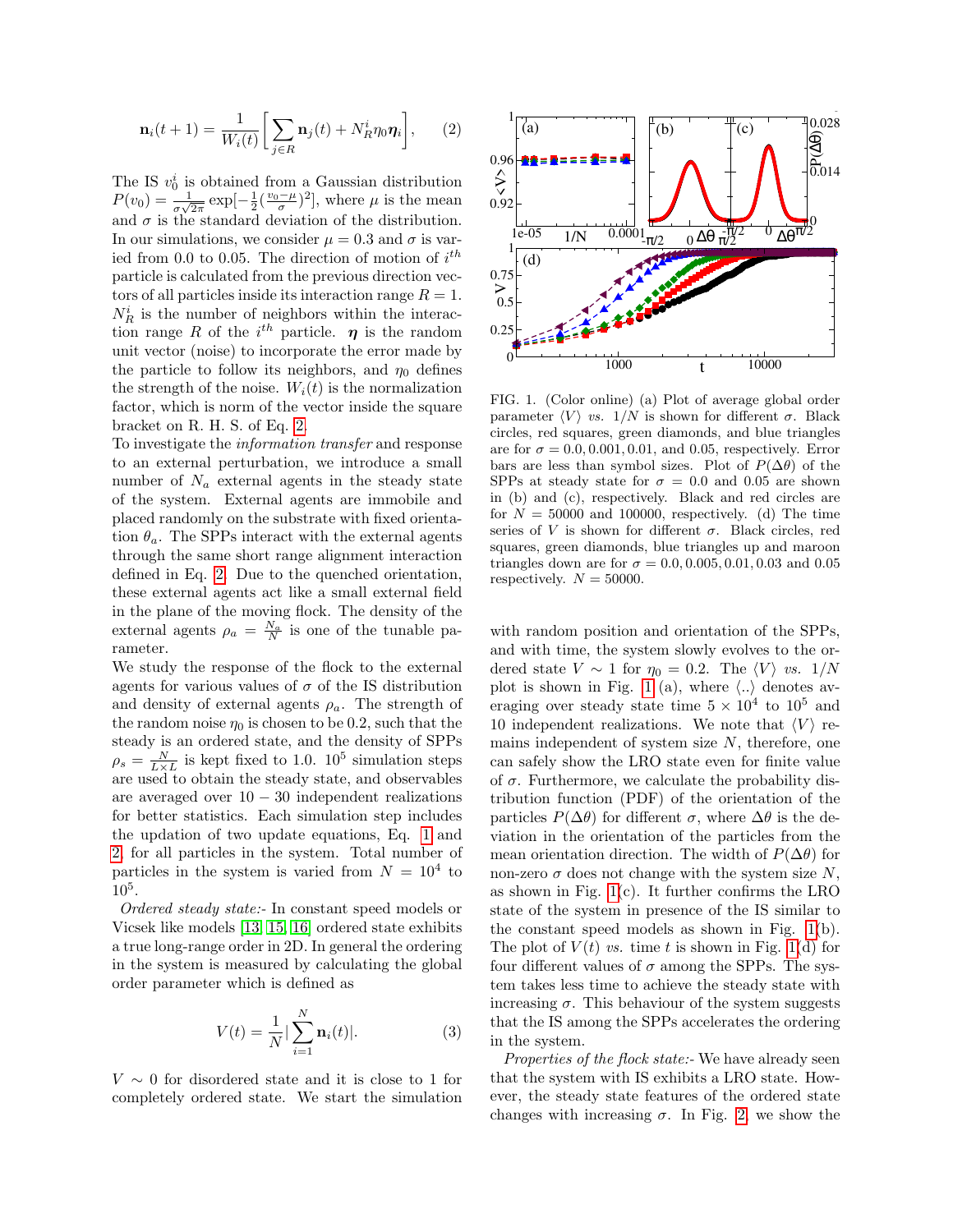$$\mathbf{n}_i(t+1) = \frac{1}{W_i(t)}\left[\sum_{j\in R}\mathbf{n}_j(t) + N_R^i \eta_0 \boldsymbol{\eta}_i\right], \qquad (2)$$

The IS $v_0^i$ is obtained from a Gaussian distribution $P(v_0) = \frac{1}{\sigma\sqrt{2\pi}}\exp[-\frac{1}{2}(\frac{v_0-\mu}{\sigma})^2]$, where $\mu$ is the mean and $\sigma$ is the standard deviation of the distribution. In our simulations, we consider $\mu = 0.3$ and $\sigma$ is varied from 0.0 to 0.05. The direction of motion of $i^{th}$ particle is calculated from the previous direction vectors of all particles inside its interaction range $R = 1$. $N_R^i$ is the number of neighbors within the interaction range $R$ of the $i^{th}$ particle. $\boldsymbol{\eta}$ is the random unit vector (noise) to incorporate the error made by the particle to follow its neighbors, and $\eta_0$ defines the strength of the noise. $W_i(t)$ is the normalization factor, which is norm of the vector inside the square bracket on R. H. S. of Eq. 2.

To investigate the *information transfer* and response to an external perturbation, we introduce a small number of $N_a$ external agents in the steady state of the system. External agents are immobile and placed randomly on the substrate with fixed orientation $\theta_a$. The SPPs interact with the external agents through the same short range alignment interaction defined in Eq. 2. Due to the quenched orientation, these external agents act like a small external field in the plane of the moving flock. The density of the external agents $\rho_a = \frac{N_a}{N}$ is one of the tunable parameter.

We study the response of the flock to the external agents for various values of $\sigma$ of the IS distribution and density of external agents $\rho_a$. The strength of the random noise $\eta_0$ is chosen to be 0.2, such that the steady is an ordered state, and the density of SPPs $\rho_s = \frac{N}{L\times L}$ is kept fixed to 1.0. $10^5$ simulation steps are used to obtain the steady state, and observables are averaged over $10-30$ independent realizations for better statistics. Each simulation step includes the updation of two update equations, Eq. 1 and 2 for all particles in the system. Total number of particles in the system is varied from $N = 10^4$ to $10^5$.

*Ordered steady state:-* In constant speed models or Vicsek like models [13, 15, 16] ordered state exhibits a true long-range order in 2D. In general the ordering in the system is measured by calculating the global order parameter which is defined as

$$V(t) = \frac{1}{N}|\sum_{i=1}^{N}\mathbf{n}_i(t)|. \qquad (3)$$

$V \sim 0$ for disordered state and it is close to 1 for completely ordered state. We start the simulation with random position and orientation of the SPPs, and with time, the system slowly evolves to the ordered state $V \sim 1$ for $\eta_0 = 0.2$. The $\langle V\rangle$ *vs.* $1/N$ plot is shown in Fig. 1(a), where $\langle..\rangle$ denotes averaging over steady state time $5\times10^4$ to $10^5$ and 10 independent realizations. We note that $\langle V\rangle$ remains independent of system size $N$, therefore, one can safely show the LRO state even for finite value of $\sigma$. Furthermore, we calculate the probability distribution function (PDF) of the orientation of the particles $P(\Delta\theta)$ for different $\sigma$, where $\Delta\theta$ is the deviation in the orientation of the particles from the mean orientation direction. The width of $P(\Delta\theta)$ for non-zero $\sigma$ does not change with the system size $N$, as shown in Fig. 1(c). It further confirms the LRO state of the system in presence of the IS similar to the constant speed models as shown in Fig. 1(b). The plot of $V(t)$ *vs.* time $t$ is shown in Fig. 1(d) for four different values of $\sigma$ among the SPPs. The system takes less time to achieve the steady state with increasing $\sigma$. This behaviour of the system suggests that the IS among the SPPs accelerates the ordering in the system.

FIG. 1. (Color online) (a) Plot of average global order parameter $\langle V\rangle$ *vs.* $1/N$ is shown for different $\sigma$. Black circles, red squares, green diamonds, and blue triangles are for $\sigma = 0.0, 0.001, 0.01$, and 0.05, respectively. Error bars are less than symbol sizes. Plot of $P(\Delta\theta)$ of the SPPs at steady state for $\sigma = 0.0$ and 0.05 are shown in (b) and (c), respectively. Black and red circles are for $N = 50000$ and 100000, respectively. (d) The time series of $V$ is shown for different $\sigma$. Black circles, red squares, green diamonds, blue triangles up and maroon triangles down are for $\sigma = 0.0, 0.005, 0.01, 0.03$ and 0.05 respectively. $N = 50000$.

*Properties of the flock state:-* We have already seen that the system with IS exhibits a LRO state. However, the steady state features of the ordered state changes with increasing $\sigma$. In Fig. 2, we show the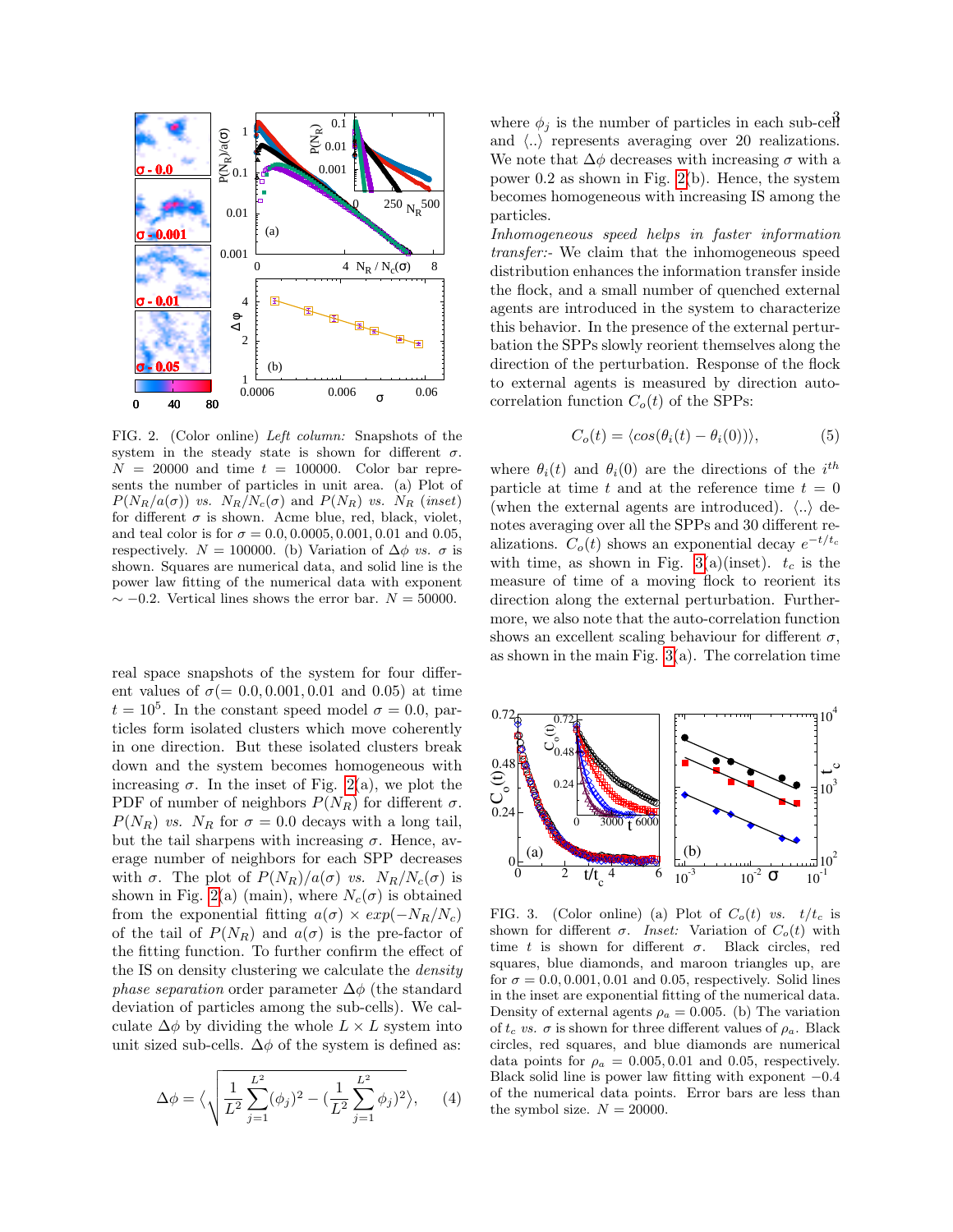FIG. 2. (Color online) *Left column:* Snapshots of the system in the steady state is shown for different $\sigma$. $N = 20000$ and time $t = 100000$. Color bar represents the number of particles in unit area. (a) Plot of $P(N_R/a(\sigma))$ *vs.* $N_R/N_c(\sigma)$ and $P(N_R)$ *vs.* $N_R$ (*inset*) for different $\sigma$ is shown. Acme blue, red, black, violet, and teal color is for $\sigma = 0.0, 0.0005, 0.001, 0.01$ and $0.05$, respectively. $N = 100000$. (b) Variation of $\Delta\phi$ *vs.* $\sigma$ is shown. Squares are numerical data, and solid line is the power law fitting of the numerical data with exponent $\sim -0.2$. Vertical lines shows the error bar. $N = 50000$.

real space snapshots of the system for four different values of $\sigma(= 0.0, 0.001, 0.01$ and $0.05)$ at time $t = 10^5$. In the constant speed model $\sigma = 0.0$, particles form isolated clusters which move coherently in one direction. But these isolated clusters break down and the system becomes homogeneous with increasing $\sigma$. In the inset of Fig. 2(a), we plot the PDF of number of neighbors $P(N_R)$ for different $\sigma$. $P(N_R)$ *vs.* $N_R$ for $\sigma = 0.0$ decays with a long tail, but the tail sharpens with increasing $\sigma$. Hence, average number of neighbors for each SPP decreases with $\sigma$. The plot of $P(N_R)/a(\sigma)$ *vs.* $N_R/N_c(\sigma)$ is shown in Fig. 2(a) (main), where $N_c(\sigma)$ is obtained from the exponential fitting $a(\sigma) \times exp(-N_R/N_c)$ of the tail of $P(N_R)$ and $a(\sigma)$ is the pre-factor of the fitting function. To further confirm the effect of the IS on density clustering we calculate the *density phase separation* order parameter $\Delta\phi$ (the standard deviation of particles among the sub-cells). We calculate $\Delta\phi$ by dividing the whole $L \times L$ system into unit sized sub-cells. $\Delta\phi$ of the system is defined as:

$$\Delta\phi = \Big\langle \sqrt{\frac{1}{L^2}\sum_{j=1}^{L^2}(\phi_j)^2 - (\frac{1}{L^2}\sum_{j=1}^{L^2}\phi_j)^2} \Big\rangle, \quad (4)$$

where $\phi_j$ is the number of particles in each sub-cell and $\langle .. \rangle$ represents averaging over 20 realizations. We note that $\Delta\phi$ decreases with increasing $\sigma$ with a power 0.2 as shown in Fig. 2(b). Hence, the system becomes homogeneous with increasing IS among the particles.

*Inhomogeneous speed helps in faster information transfer:-* We claim that the inhomogeneous speed distribution enhances the information transfer inside the flock, and a small number of quenched external agents are introduced in the system to characterize this behavior. In the presence of the external perturbation the SPPs slowly reorient themselves along the direction of the perturbation. Response of the flock to external agents is measured by direction autocorrelation function $C_o(t)$ of the SPPs:

$$C_o(t) = \langle cos(\theta_i(t) - \theta_i(0)) \rangle, \quad (5)$$

where $\theta_i(t)$ and $\theta_i(0)$ are the directions of the $i^{th}$ particle at time $t$ and at the reference time $t = 0$ (when the external agents are introduced). $\langle .. \rangle$ denotes averaging over all the SPPs and 30 different realizations. $C_o(t)$ shows an exponential decay $e^{-t/t_c}$ with time, as shown in Fig. 3(a)(inset). $t_c$ is the measure of time of a moving flock to reorient its direction along the external perturbation. Furthermore, we also note that the auto-correlation function shows an excellent scaling behaviour for different $\sigma$, as shown in the main Fig. 3(a). The correlation time

FIG. 3. (Color online) (a) Plot of $C_o(t)$ *vs.* $t/t_c$ is shown for different $\sigma$. *Inset:* Variation of $C_o(t)$ with time $t$ is shown for different $\sigma$. Black circles, red squares, blue diamonds, and maroon triangles up, are for $\sigma = 0.0, 0.001, 0.01$ and $0.05$, respectively. Solid lines in the inset are exponential fitting of the numerical data. Density of external agents $\rho_a = 0.005$. (b) The variation of $t_c$ *vs.* $\sigma$ is shown for three different values of $\rho_a$. Black circles, red squares, and blue diamonds are numerical data points for $\rho_a = 0.005, 0.01$ and $0.05$, respectively. Black solid line is power law fitting with exponent $-0.4$ of the numerical data points. Error bars are less than the symbol size. $N = 20000$.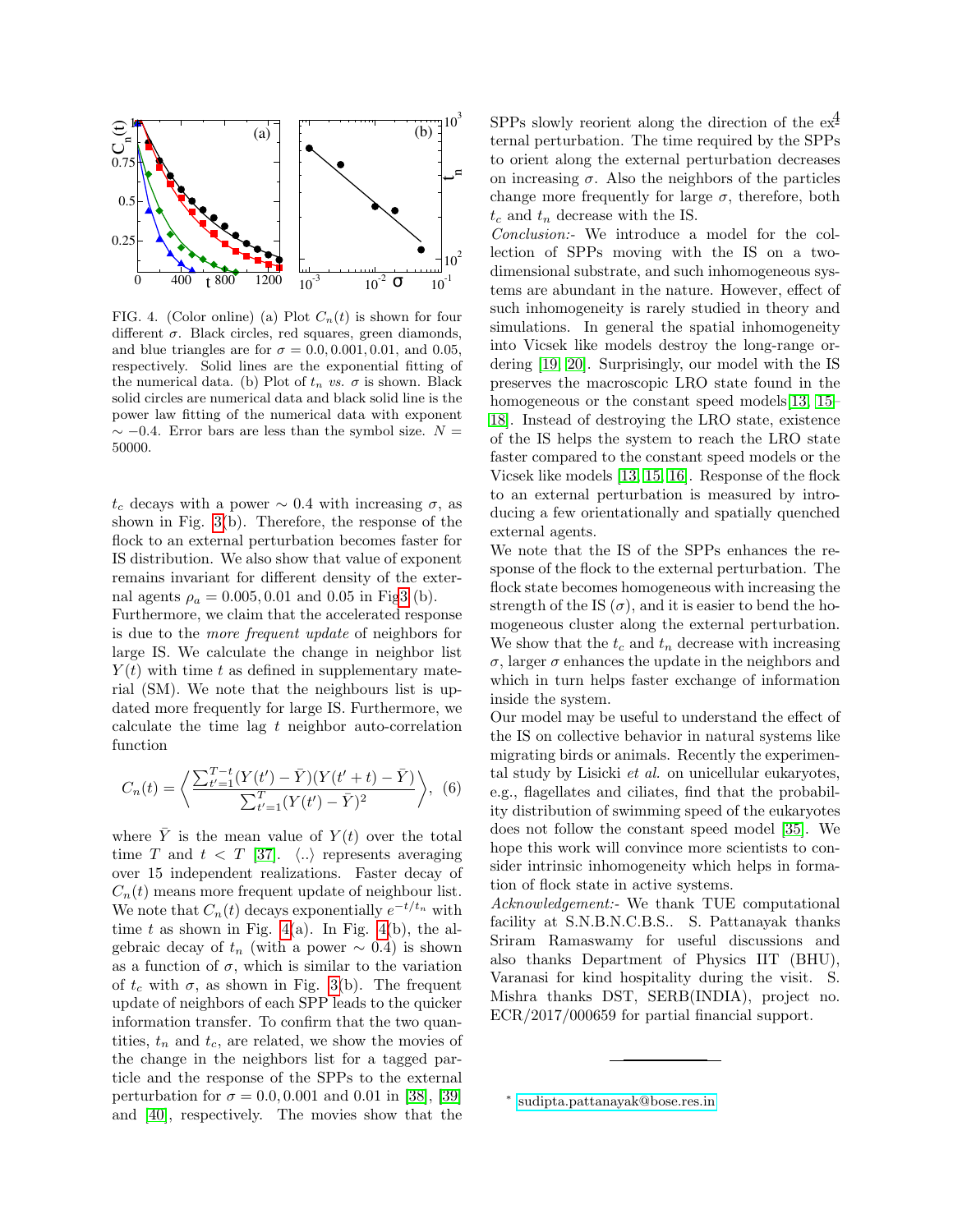FIG. 4. (Color online) (a) Plot $C_n(t)$ is shown for four different $\sigma$. Black circles, red squares, green diamonds, and blue triangles are for $\sigma = 0.0, 0.001, 0.01,$ and $0.05$, respectively. Solid lines are the exponential fitting of the numerical data. (b) Plot of $t_n$ *vs.* $\sigma$ is shown. Black solid circles are numerical data and black solid line is the power law fitting of the numerical data with exponent $\sim -0.4$. Error bars are less than the symbol size. $N = 50000$.

$t_c$ decays with a power $\sim 0.4$ with increasing $\sigma$, as shown in Fig. 3(b). Therefore, the response of the flock to an external perturbation becomes faster for IS distribution. We also show that value of exponent remains invariant for different density of the external agents $\rho_a = 0.005, 0.01$ and $0.05$ in Fig3 (b).

Furthermore, we claim that the accelerated response is due to the *more frequent update* of neighbors for large IS. We calculate the change in neighbor list $Y(t)$ with time $t$ as defined in supplementary material (SM). We note that the neighbours list is updated more frequently for large IS. Furthermore, we calculate the time lag $t$ neighbor auto-correlation function

$$C_n(t) = \left\langle \frac{\sum_{t'=1}^{T-t}(Y(t') - \bar{Y})(Y(t'+t) - \bar{Y})}{\sum_{t'=1}^{T}(Y(t') - \bar{Y})^2} \right\rangle, \quad (6)$$

where $\bar{Y}$ is the mean value of $Y(t)$ over the total time $T$ and $t < T$ [37]. $\langle .. \rangle$ represents averaging over 15 independent realizations. Faster decay of $C_n(t)$ means more frequent update of neighbour list. We note that $C_n(t)$ decays exponentially $e^{-t/t_n}$ with time $t$ as shown in Fig. 4(a). In Fig. 4(b), the algebraic decay of $t_n$ (with a power $\sim 0.4$) is shown as a function of $\sigma$, which is similar to the variation of $t_c$ with $\sigma$, as shown in Fig. 3(b). The frequent update of neighbors of each SPP leads to the quicker information transfer. To confirm that the two quantities, $t_n$ and $t_c$, are related, we show the movies of the change in the neighbors list for a tagged particle and the response of the SPPs to the external perturbation for $\sigma = 0.0, 0.001$ and $0.01$ in [38], [39] and [40], respectively. The movies show that the SPPs slowly reorient along the direction of the external perturbation. The time required by the SPPs to orient along the external perturbation decreases on increasing $\sigma$. Also the neighbors of the particles change more frequently for large $\sigma$, therefore, both $t_c$ and $t_n$ decrease with the IS.

*Conclusion:-* We introduce a model for the collection of SPPs moving with the IS on a two-dimensional substrate, and such inhomogeneous systems are abundant in the nature. However, effect of such inhomogeneity is rarely studied in theory and simulations. In general the spatial inhomogeneity into Vicsek like models destroy the long-range ordering [19, 20]. Surprisingly, our model with the IS preserves the macroscopic LRO state found in the homogeneous or the constant speed models[13, 15–18]. Instead of destroying the LRO state, existence of the IS helps the system to reach the LRO state faster compared to the constant speed models or the Vicsek like models [13, 15, 16]. Response of the flock to an external perturbation is measured by introducing a few orientationally and spatially quenched external agents.

We note that the IS of the SPPs enhances the response of the flock to the external perturbation. The flock state becomes homogeneous with increasing the strength of the IS ($\sigma$), and it is easier to bend the homogeneous cluster along the external perturbation. We show that the $t_c$ and $t_n$ decrease with increasing $\sigma$, larger $\sigma$ enhances the update in the neighbors and which in turn helps faster exchange of information inside the system.

Our model may be useful to understand the effect of the IS on collective behavior in natural systems like migrating birds or animals. Recently the experimental study by Lisicki *et al.* on unicellular eukaryotes, e.g., flagellates and ciliates, find that the probability distribution of swimming speed of the eukaryotes does not follow the constant speed model [35]. We hope this work will convince more scientists to consider intrinsic inhomogeneity which helps in formation of flock state in active systems.

*Acknowledgement:-* We thank TUE computational facility at S.N.B.N.C.B.S.. S. Pattanayak thanks Sriram Ramaswamy for useful discussions and also thanks Department of Physics IIT (BHU), Varanasi for kind hospitality during the visit. S. Mishra thanks DST, SERB(INDIA), project no. ECR/2017/000659 for partial financial support.

---

[*] sudipta.pattanayak@bose.res.in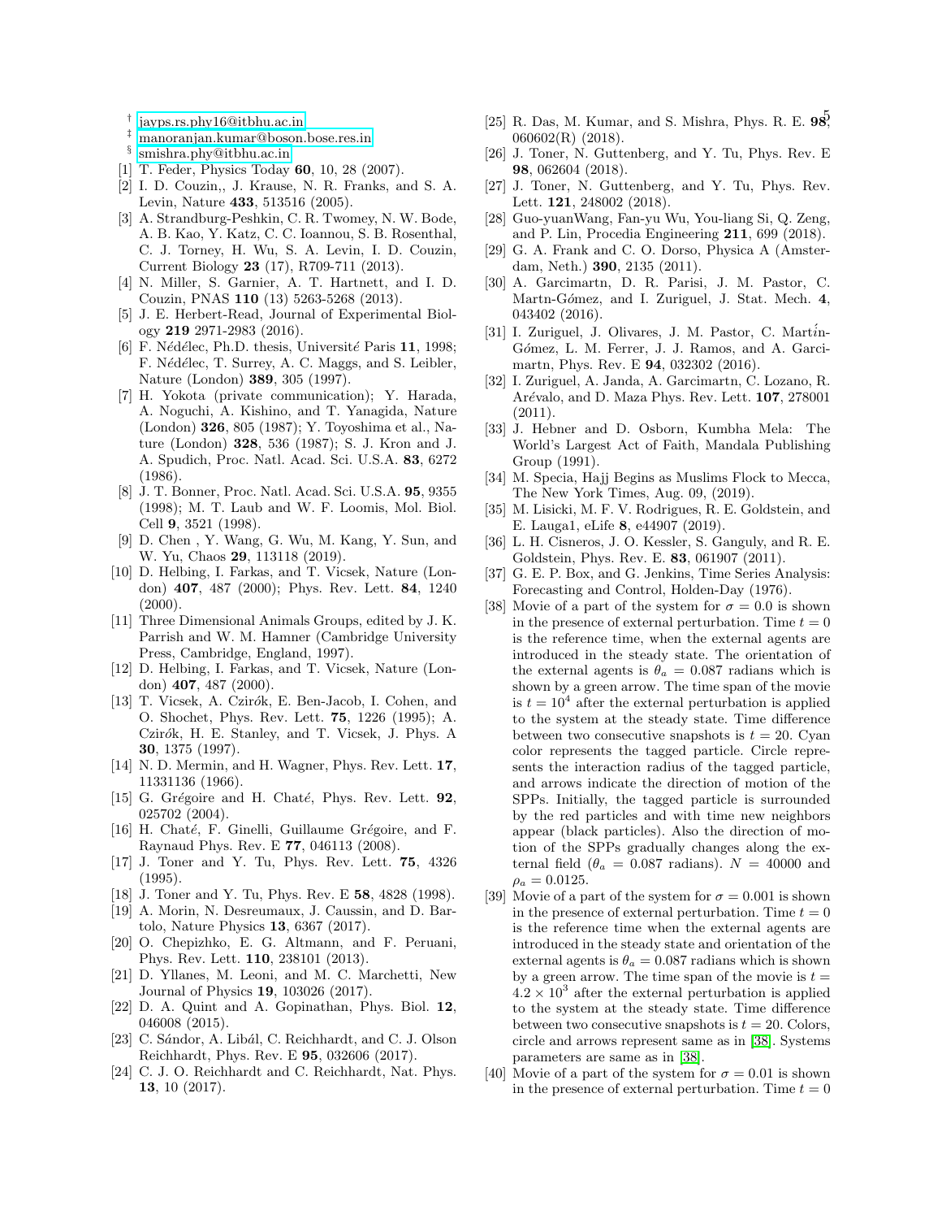† jayps.rs.phy16@itbhu.ac.in

‡ manoranjan.kumar@boson.bose.res.in

§ smishra.phy@itbhu.ac.in

[1] T. Feder, Physics Today **60**, 10, 28 (2007).

[2] I. D. Couzin,, J. Krause, N. R. Franks, and S. A. Levin, Nature **433**, 513516 (2005).

[3] A. Strandburg-Peshkin, C. R. Twomey, N. W. Bode, A. B. Kao, Y. Katz, C. C. Ioannou, S. B. Rosenthal, C. J. Torney, H. Wu, S. A. Levin, I. D. Couzin, Current Biology **23** (17), R709-711 (2013).

[4] N. Miller, S. Garnier, A. T. Hartnett, and I. D. Couzin, PNAS **110** (13) 5263-5268 (2013).

[5] J. E. Herbert-Read, Journal of Experimental Biology **219** 2971-2983 (2016).

[6] F. Nédélec, Ph.D. thesis, Université Paris **11**, 1998; F. Nédélec, T. Surrey, A. C. Maggs, and S. Leibler, Nature (London) **389**, 305 (1997).

[7] H. Yokota (private communication); Y. Harada, A. Noguchi, A. Kishino, and T. Yanagida, Nature (London) **326**, 805 (1987); Y. Toyoshima et al., Nature (London) **328**, 536 (1987); S. J. Kron and J. A. Spudich, Proc. Natl. Acad. Sci. U.S.A. **83**, 6272 (1986).

[8] J. T. Bonner, Proc. Natl. Acad. Sci. U.S.A. **95**, 9355 (1998); M. T. Laub and W. F. Loomis, Mol. Biol. Cell **9**, 3521 (1998).

[9] D. Chen , Y. Wang, G. Wu, M. Kang, Y. Sun, and W. Yu, Chaos **29**, 113118 (2019).

[10] D. Helbing, I. Farkas, and T. Vicsek, Nature (London) **407**, 487 (2000); Phys. Rev. Lett. **84**, 1240 (2000).

[11] Three Dimensional Animals Groups, edited by J. K. Parrish and W. M. Hamner (Cambridge University Press, Cambridge, England, 1997).

[12] D. Helbing, I. Farkas, and T. Vicsek, Nature (London) **407**, 487 (2000).

[13] T. Vicsek, A. Czirók, E. Ben-Jacob, I. Cohen, and O. Shochet, Phys. Rev. Lett. **75**, 1226 (1995); A. Czirók, H. E. Stanley, and T. Vicsek, J. Phys. A **30**, 1375 (1997).

[14] N. D. Mermin, and H. Wagner, Phys. Rev. Lett. **17**, 11331136 (1966).

[15] G. Grégoire and H. Chaté, Phys. Rev. Lett. **92**, 025702 (2004).

[16] H. Chaté, F. Ginelli, Guillaume Grégoire, and F. Raynaud Phys. Rev. E **77**, 046113 (2008).

[17] J. Toner and Y. Tu, Phys. Rev. Lett. **75**, 4326 (1995).

[18] J. Toner and Y. Tu, Phys. Rev. E **58**, 4828 (1998).

[19] A. Morin, N. Desreumaux, J. Caussin, and D. Bartolo, Nature Physics **13**, 6367 (2017).

[20] O. Chepizhko, E. G. Altmann, and F. Peruani, Phys. Rev. Lett. **110**, 238101 (2013).

[21] D. Yllanes, M. Leoni, and M. C. Marchetti, New Journal of Physics **19**, 103026 (2017).

[22] D. A. Quint and A. Gopinathan, Phys. Biol. **12**, 046008 (2015).

[23] C. Sándor, A. Libál, C. Reichhardt, and C. J. Olson Reichhardt, Phys. Rev. E **95**, 032606 (2017).

[24] C. J. O. Reichhardt and C. Reichhardt, Nat. Phys. **13**, 10 (2017).

[25] R. Das, M. Kumar, and S. Mishra, Phys. R. E. **98**, 060602(R) (2018).

[26] J. Toner, N. Guttenberg, and Y. Tu, Phys. Rev. E **98**, 062604 (2018).

[27] J. Toner, N. Guttenberg, and Y. Tu, Phys. Rev. Lett. **121**, 248002 (2018).

[28] Guo-yuanWang, Fan-yu Wu, You-liang Si, Q. Zeng, and P. Lin, Procedia Engineering **211**, 699 (2018).

[29] G. A. Frank and C. O. Dorso, Physica A (Amsterdam, Neth.) **390**, 2135 (2011).

[30] A. Garcimartn, D. R. Parisi, J. M. Pastor, C. Martn-Gómez, and I. Zuriguel, J. Stat. Mech. **4**, 043402 (2016).

[31] I. Zuriguel, J. Olivares, J. M. Pastor, C. Martín-Gómez, L. M. Ferrer, J. J. Ramos, and A. Garcimartn, Phys. Rev. E **94**, 032302 (2016).

[32] I. Zuriguel, A. Janda, A. Garcimartn, C. Lozano, R. Arévalo, and D. Maza Phys. Rev. Lett. **107**, 278001 (2011).

[33] J. Hebner and D. Osborn, Kumbha Mela: The World's Largest Act of Faith, Mandala Publishing Group (1991).

[34] M. Specia, Hajj Begins as Muslims Flock to Mecca, The New York Times, Aug. 09, (2019).

[35] M. Lisicki, M. F. V. Rodrigues, R. E. Goldstein, and E. Lauga1, eLife **8**, e44907 (2019).

[36] L. H. Cisneros, J. O. Kessler, S. Ganguly, and R. E. Goldstein, Phys. Rev. E. **83**, 061907 (2011).

[37] G. E. P. Box, and G. Jenkins, Time Series Analysis: Forecasting and Control, Holden-Day (1976).

[38] Movie of a part of the system for $\sigma = 0.0$ is shown in the presence of external perturbation. Time $t = 0$ is the reference time, when the external agents are introduced in the steady state. The orientation of the external agents is $\theta_a = 0.087$ radians which is shown by a green arrow. The time span of the movie is $t = 10^4$ after the external perturbation is applied to the system at the steady state. Time difference between two consecutive snapshots is $t = 20$. Cyan color represents the tagged particle. Circle represents the interaction radius of the tagged particle, and arrows indicate the direction of motion of the SPPs. Initially, the tagged particle is surrounded by the red particles and with time new neighbors appear (black particles). Also the direction of motion of the SPPs gradually changes along the external field ($\theta_a = 0.087$ radians). $N = 40000$ and $\rho_a = 0.0125$.

[39] Movie of a part of the system for $\sigma = 0.001$ is shown in the presence of external perturbation. Time $t = 0$ is the reference time when the external agents are introduced in the steady state and orientation of the external agents is $\theta_a = 0.087$ radians which is shown by a green arrow. The time span of the movie is $t = 4.2 \times 10^3$ after the external perturbation is applied to the system at the steady state. Time difference between two consecutive snapshots is $t = 20$. Colors, circle and arrows represent same as in [38]. Systems parameters are same as in [38].

[40] Movie of a part of the system for $\sigma = 0.01$ is shown in the presence of external perturbation. Time $t = 0$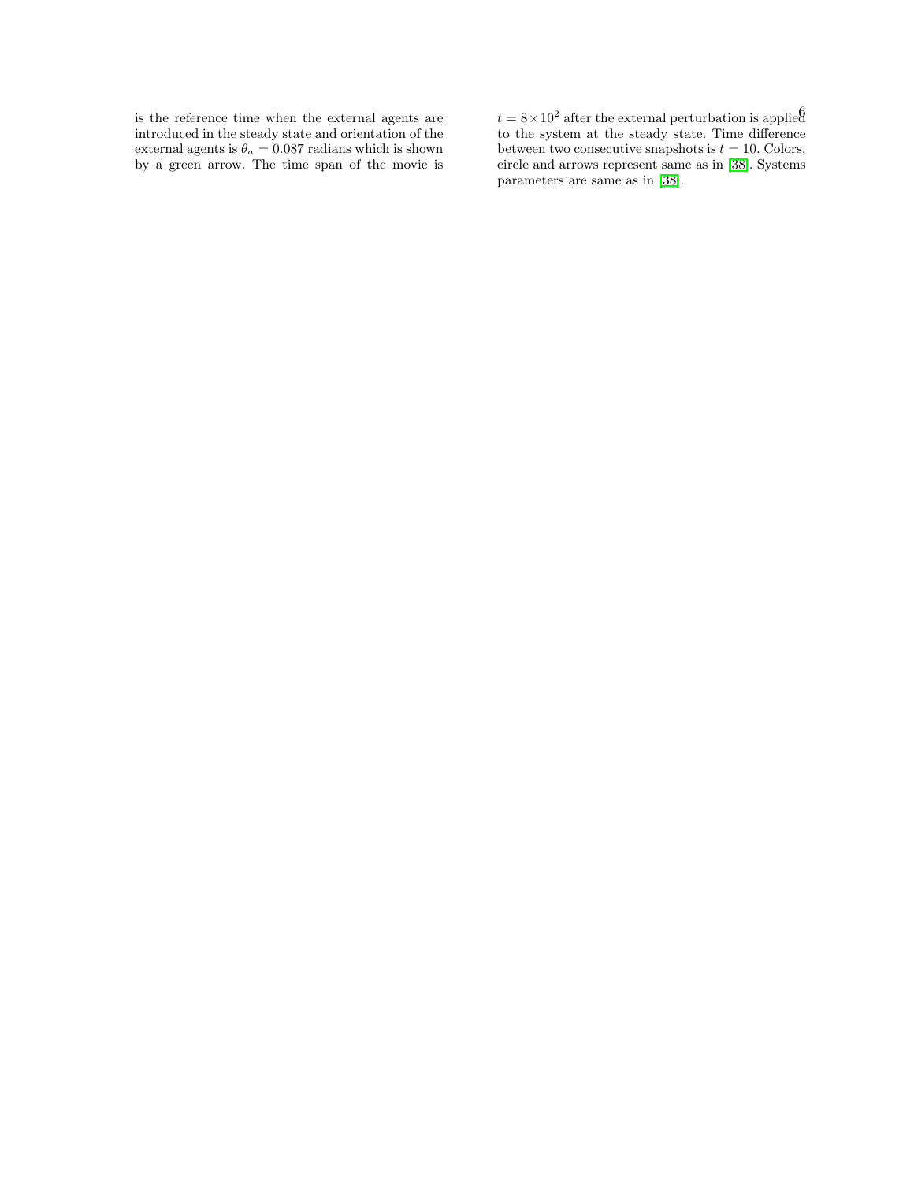is the reference time when the external agents are introduced in the steady state and orientation of the external agents is $\theta_a = 0.087$ radians which is shown by a green arrow. The time span of the movie is $t = 8 \times 10^2$ after the external perturbation is applied to the system at the steady state. Time difference between two consecutive snapshots is $t = 10$. Colors, circle and arrows represent same as in [38]. Systems parameters are same as in [38].